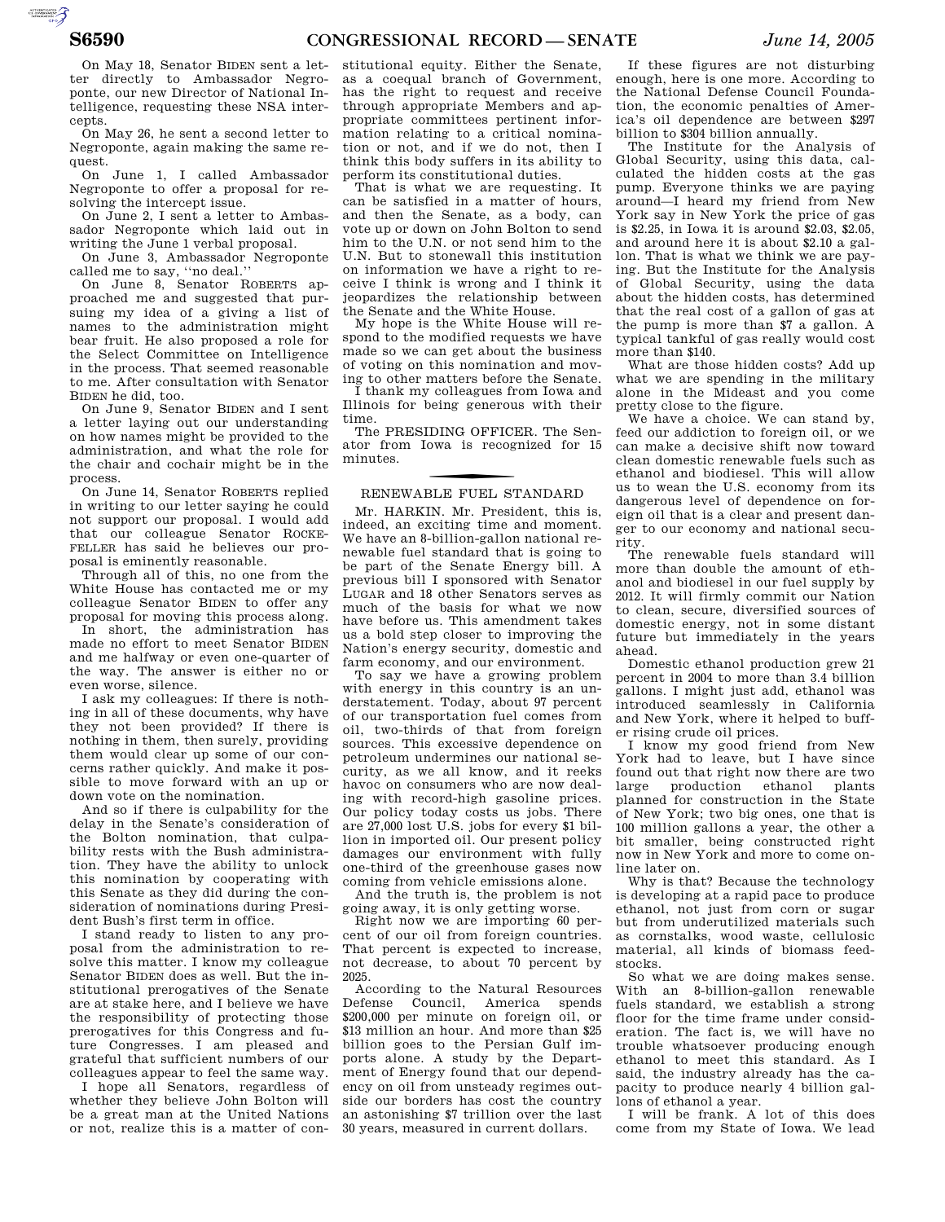On May 18, Senator BIDEN sent a letter directly to Ambassador Negroponte, our new Director of National Intelligence, requesting these NSA intercepts.

On May 26, he sent a second letter to Negroponte, again making the same request.

On June 1, I called Ambassador Negroponte to offer a proposal for resolving the intercept issue.

On June 2, I sent a letter to Ambassador Negroponte which laid out in writing the June 1 verbal proposal.

On June 3, Ambassador Negroponte called me to say, "no deal."

On June 8, Senator ROBERTS approached me and suggested that pursuing my idea of a giving a list of names to the administration might bear fruit. He also proposed a role for the Select Committee on Intelligence in the process. That seemed reasonable to me. After consultation with Senator BIDEN he did, too.

On June 9, Senator BIDEN and I sent a letter laying out our understanding on how names might be provided to the administration, and what the role for the chair and cochair might be in the process.

On June 14, Senator ROBERTS replied in writing to our letter saying he could not support our proposal. I would add that our colleague Senator ROCKEFELLER has said he believes our proposal is eminently reasonable.

Through all of this, no one from the White House has contacted me or my colleague Senator BIDEN to offer any proposal for moving this process along.

In short, the administration has made no effort to meet Senator BIDEN and me halfway or even one-quarter of the way. The answer is either no or even worse, silence.

I ask my colleagues: If there is nothing in all of these documents, why have they not been provided? If there is nothing in them, then surely, providing them would clear up some of our concerns rather quickly. And make it possible to move forward with an up or down vote on the nomination.

And so if there is culpability for the delay in the Senate's consideration of the Bolton nomination, that culpability rests with the Bush administration. They have the ability to unlock this nomination by cooperating with this Senate as they did during the consideration of nominations during President Bush's first term in office.

I stand ready to listen to any proposal from the administration to resolve this matter. I know my colleague Senator BIDEN does as well. But the institutional prerogatives of the Senate are at stake here, and I believe we have the responsibility of protecting those prerogatives for this Congress and future Congresses. I am pleased and grateful that sufficient numbers of our colleagues appear to feel the same way.

I hope all Senators, regardless of whether they believe John Bolton will be a great man at the United Nations or not, realize this is a matter of constitutional equity. Either the Senate, as a coequal branch of Government, has the right to request and receive through appropriate Members and appropriate committees pertinent information relating to a critical nomination or not, and if we do not, then I think this body suffers in its ability to perform its constitutional duties.

That is what we are requesting. It can be satisfied in a matter of hours, and then the Senate, as a body, can vote up or down on John Bolton to send him to the U.N. or not send him to the U.N. But to stonewall this institution on information we have a right to receive I think is wrong and I think it jeopardizes the relationship between the Senate and the White House.

My hope is the White House will respond to the modified requests we have made so we can get about the business of voting on this nomination and moving to other matters before the Senate.

I thank my colleagues from Iowa and Illinois for being generous with their time.

The PRESIDING OFFICER. The Senator from Iowa is recognized for 15 minutes.

## RENEWABLE FUEL STANDARD

Mr. HARKIN. Mr. President, this is, indeed, an exciting time and moment. We have an 8-billion-gallon national renewable fuel standard that is going to be part of the Senate Energy bill. A previous bill I sponsored with Senator LUGAR and 18 other Senators serves as much of the basis for what we now have before us. This amendment takes us a bold step closer to improving the Nation's energy security, domestic and farm economy, and our environment.

To say we have a growing problem with energy in this country is an understatement. Today, about 97 percent of our transportation fuel comes from oil, two-thirds of that from foreign sources. This excessive dependence on petroleum undermines our national security, as we all know, and it reeks havoc on consumers who are now dealing with record-high gasoline prices. Our policy today costs us jobs. There are 27,000 lost U.S. jobs for every $1 billion in imported oil. Our present policy damages our environment with fully one-third of the greenhouse gases now coming from vehicle emissions alone.

And the truth is, the problem is not going away, it is only getting worse.

Right now we are importing 60 percent of our oil from foreign countries. That percent is expected to increase, not decrease, to about 70 percent by 2025.

According to the Natural Resources Defense Council, America spends $200,000 per minute on foreign oil, or $13 million an hour. And more than $25 billion goes to the Persian Gulf imports alone. A study by the Department of Energy found that our dependency on oil from unsteady regimes outside our borders has cost the country an astonishing $7 trillion over the last 30 years, measured in current dollars.

If these figures are not disturbing enough, here is one more. According to the National Defense Council Foundation, the economic penalties of America's oil dependence are between $297 billion to $304 billion annually.

The Institute for the Analysis of Global Security, using this data, calculated the hidden costs at the gas pump. Everyone thinks we are paying around—I heard my friend from New York say in New York the price of gas is $2.25, in Iowa it is around $2.03, $2.05, and around here it is about $2.10 a gallon. That is what we think we are paying. But the Institute for the Analysis of Global Security, using the data about the hidden costs, has determined that the real cost of a gallon of gas at the pump is more than $7 a gallon. A typical tankful of gas really would cost more than $140.

What are those hidden costs? Add up what we are spending in the military alone in the Mideast and you come pretty close to the figure.

We have a choice. We can stand by, feed our addiction to foreign oil, or we can make a decisive shift now toward clean domestic renewable fuels such as ethanol and biodiesel. This will allow us to wean the U.S. economy from its dangerous level of dependence on foreign oil that is a clear and present danger to our economy and national security.

The renewable fuels standard will more than double the amount of ethanol and biodiesel in our fuel supply by 2012. It will firmly commit our Nation to clean, secure, diversified sources of domestic energy, not in some distant future but immediately in the years ahead.

Domestic ethanol production grew 21 percent in 2004 to more than 3.4 billion gallons. I might just add, ethanol was introduced seamlessly in California and New York, where it helped to buffer rising crude oil prices.

I know my good friend from New York had to leave, but I have since found out that right now there are two large production ethanol plants planned for construction in the State of New York; two big ones, one that is 100 million gallons a year, the other a bit smaller, being constructed right now in New York and more to come online later on.

Why is that? Because the technology is developing at a rapid pace to produce ethanol, not just from corn or sugar but from underutilized materials such as cornstalks, wood waste, cellulosic material, all kinds of biomass feedstocks.

So what we are doing makes sense. With an 8-billion-gallon renewable fuels standard, we establish a strong floor for the time frame under consideration. The fact is, we will have no trouble whatsoever producing enough ethanol to meet this standard. As I said, the industry already has the capacity to produce nearly 4 billion gallons of ethanol a year.

I will be frank. A lot of this does come from my State of Iowa. We lead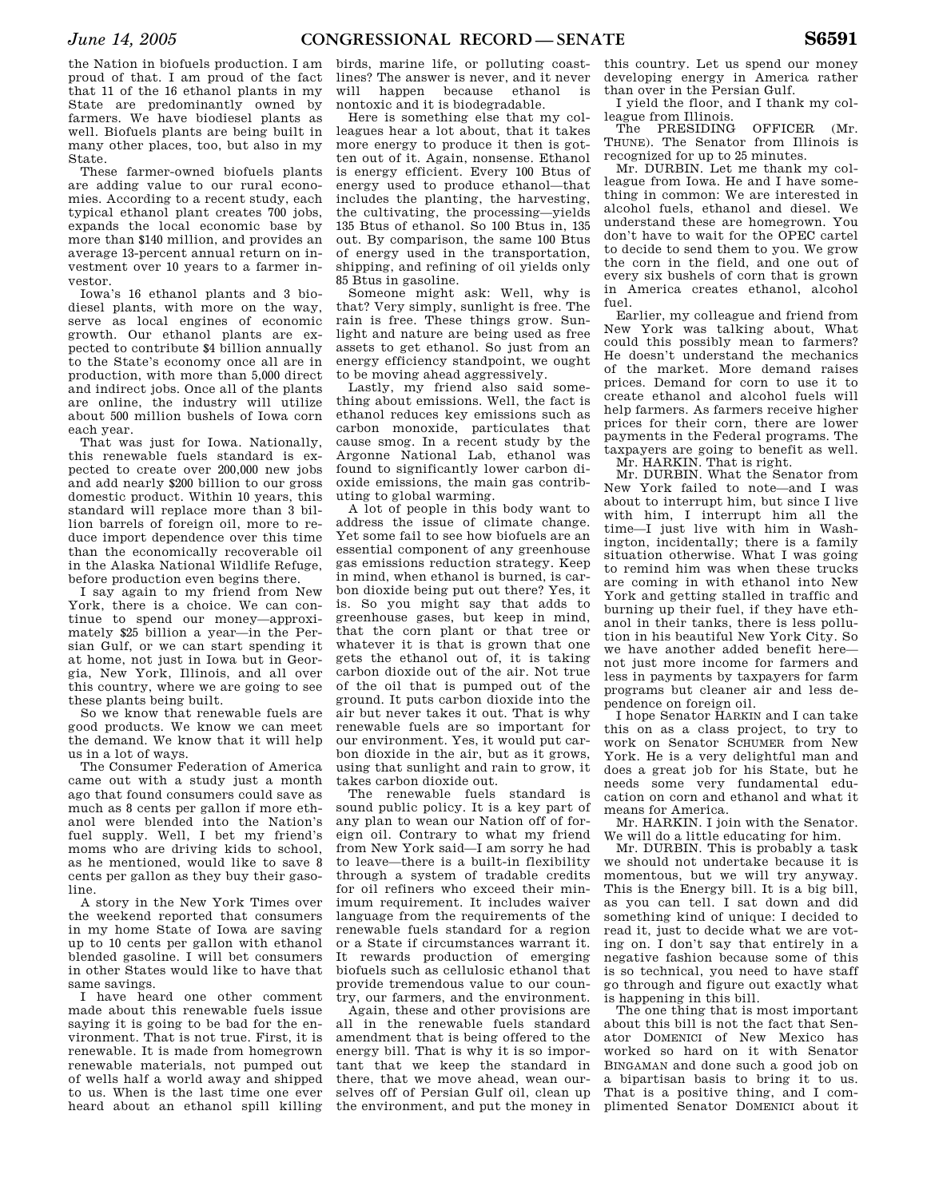the Nation in biofuels production. I am proud of that. I am proud of the fact that 11 of the 16 ethanol plants in my State are predominantly owned by farmers. We have biodiesel plants as well. Biofuels plants are being built in many other places, too, but also in my State.

These farmer-owned biofuels plants are adding value to our rural economies. According to a recent study, each typical ethanol plant creates 700 jobs, expands the local economic base by more than $140 million, and provides an average 13-percent annual return on investment over 10 years to a farmer investor.

Iowa's 16 ethanol plants and 3 biodiesel plants, with more on the way, serve as local engines of economic growth. Our ethanol plants are expected to contribute $4 billion annually to the State's economy once all are in production, with more than 5,000 direct and indirect jobs. Once all of the plants are online, the industry will utilize about 500 million bushels of Iowa corn each year.

That was just for Iowa. Nationally, this renewable fuels standard is expected to create over 200,000 new jobs and add nearly $200 billion to our gross domestic product. Within 10 years, this standard will replace more than 3 billion barrels of foreign oil, more to reduce import dependence over this time than the economically recoverable oil in the Alaska National Wildlife Refuge, before production even begins there.

I say again to my friend from New York, there is a choice. We can continue to spend our money—approximately $25 billion a year—in the Persian Gulf, or we can start spending it at home, not just in Iowa but in Georgia, New York, Illinois, and all over this country, where we are going to see these plants being built.

So we know that renewable fuels are good products. We know we can meet the demand. We know that it will help us in a lot of ways.

The Consumer Federation of America came out with a study just a month ago that found consumers could save as much as 8 cents per gallon if more ethanol were blended into the Nation's fuel supply. Well, I bet my friend's moms who are driving kids to school, as he mentioned, would like to save 8 cents per gallon as they buy their gasoline.

A story in the New York Times over the weekend reported that consumers in my home State of Iowa are saving up to 10 cents per gallon with ethanol blended gasoline. I will bet consumers in other States would like to have that same savings.

I have heard one other comment made about this renewable fuels issue saying it is going to be bad for the environment. That is not true. First, it is renewable. It is made from homegrown renewable materials, not pumped out of wells half a world away and shipped to us. When is the last time one ever heard about an ethanol spill killing birds, marine life, or polluting coastlines? The answer is never, and it never will happen because ethanol is nontoxic and it is biodegradable.

Here is something else that my colleagues hear a lot about, that it takes more energy to produce it then is gotten out of it. Again, nonsense. Ethanol is energy efficient. Every 100 Btus of energy used to produce ethanol—that includes the planting, the harvesting, the cultivating, the processing—yields 135 Btus of ethanol. So 100 Btus in, 135 out. By comparison, the same 100 Btus of energy used in the transportation, shipping, and refining of oil yields only 85 Btus in gasoline.

Someone might ask: Well, why is that? Very simply, sunlight is free. The rain is free. These things grow. Sunlight and nature are being used as free assets to get ethanol. So just from an energy efficiency standpoint, we ought to be moving ahead aggressively.

Lastly, my friend also said something about emissions. Well, the fact is ethanol reduces key emissions such as carbon monoxide, particulates that cause smog. In a recent study by the Argonne National Lab, ethanol was found to significantly lower carbon dioxide emissions, the main gas contributing to global warming.

A lot of people in this body want to address the issue of climate change. Yet some fail to see how biofuels are an essential component of any greenhouse gas emissions reduction strategy. Keep in mind, when ethanol is burned, is carbon dioxide being put out there? Yes, it is. So you might say that adds to greenhouse gases, but keep in mind, that the corn plant or that tree or whatever it is that is grown that one gets the ethanol out of, it is taking carbon dioxide out of the air. Not true of the oil that is pumped out of the ground. It puts carbon dioxide into the air but never takes it out. That is why renewable fuels are so important for our environment. Yes, it would put carbon dioxide in the air, but as it grows, using that sunlight and rain to grow, it takes carbon dioxide out.

The renewable fuels standard is sound public policy. It is a key part of any plan to wean our Nation off of foreign oil. Contrary to what my friend from New York said—I am sorry he had to leave—there is a built-in flexibility through a system of tradable credits for oil refiners who exceed their minimum requirement. It includes waiver language from the requirements of the renewable fuels standard for a region or a State if circumstances warrant it. It rewards production of emerging biofuels such as cellulosic ethanol that provide tremendous value to our country, our farmers, and the environment.

Again, these and other provisions are all in the renewable fuels standard amendment that is being offered to the energy bill. That is why it is so important that we keep the standard in there, that we move ahead, wean ourselves off of Persian Gulf oil, clean up the environment, and put the money in this country. Let us spend our money developing energy in America rather than over in the Persian Gulf.

I yield the floor, and I thank my colleague from Illinois.

The PRESIDING OFFICER (Mr. THUNE). The Senator from Illinois is recognized for up to 25 minutes.

Mr. DURBIN. Let me thank my colleague from Iowa. He and I have something in common: We are interested in alcohol fuels, ethanol and diesel. We understand these are homegrown. You don't have to wait for the OPEC cartel to decide to send them to you. We grow the corn in the field, and one out of every six bushels of corn that is grown in America creates ethanol, alcohol fuel.

Earlier, my colleague and friend from New York was talking about, What could this possibly mean to farmers? He doesn't understand the mechanics of the market. More demand raises prices. Demand for corn to use it to create ethanol and alcohol fuels will help farmers. As farmers receive higher prices for their corn, there are lower payments in the Federal programs. The taxpayers are going to benefit as well.

Mr. HARKIN. That is right.

Mr. DURBIN. What the Senator from New York failed to note—and I was about to interrupt him, but since I live with him, I interrupt him all the time—I just live with him in Washington, incidentally; there is a family situation otherwise. What I was going to remind him was when these trucks are coming in with ethanol into New York and getting stalled in traffic and burning up their fuel, if they have ethanol in their tanks, there is less pollution in his beautiful New York City. So we have another added benefit here—not just more income for farmers and less in payments by taxpayers for farm programs but cleaner air and less dependence on foreign oil.

I hope Senator HARKIN and I can take this on as a class project, to try to work on Senator SCHUMER from New York. He is a very delightful man and does a great job for his State, but he needs some very fundamental education on corn and ethanol and what it means for America.

Mr. HARKIN. I join with the Senator. We will do a little educating for him.

Mr. DURBIN. This is probably a task we should not undertake because it is momentous, but we will try anyway. This is the Energy bill. It is a big bill, as you can tell. I sat down and did something kind of unique: I decided to read it, just to decide what we are voting on. I don't say that entirely in a negative fashion because some of this is so technical, you need to have staff go through and figure out exactly what is happening in this bill.

The one thing that is most important about this bill is not the fact that Senator DOMENICI of New Mexico has worked so hard on it with Senator BINGAMAN and done such a good job on a bipartisan basis to bring it to us. That is a positive thing, and I complimented Senator DOMENICI about it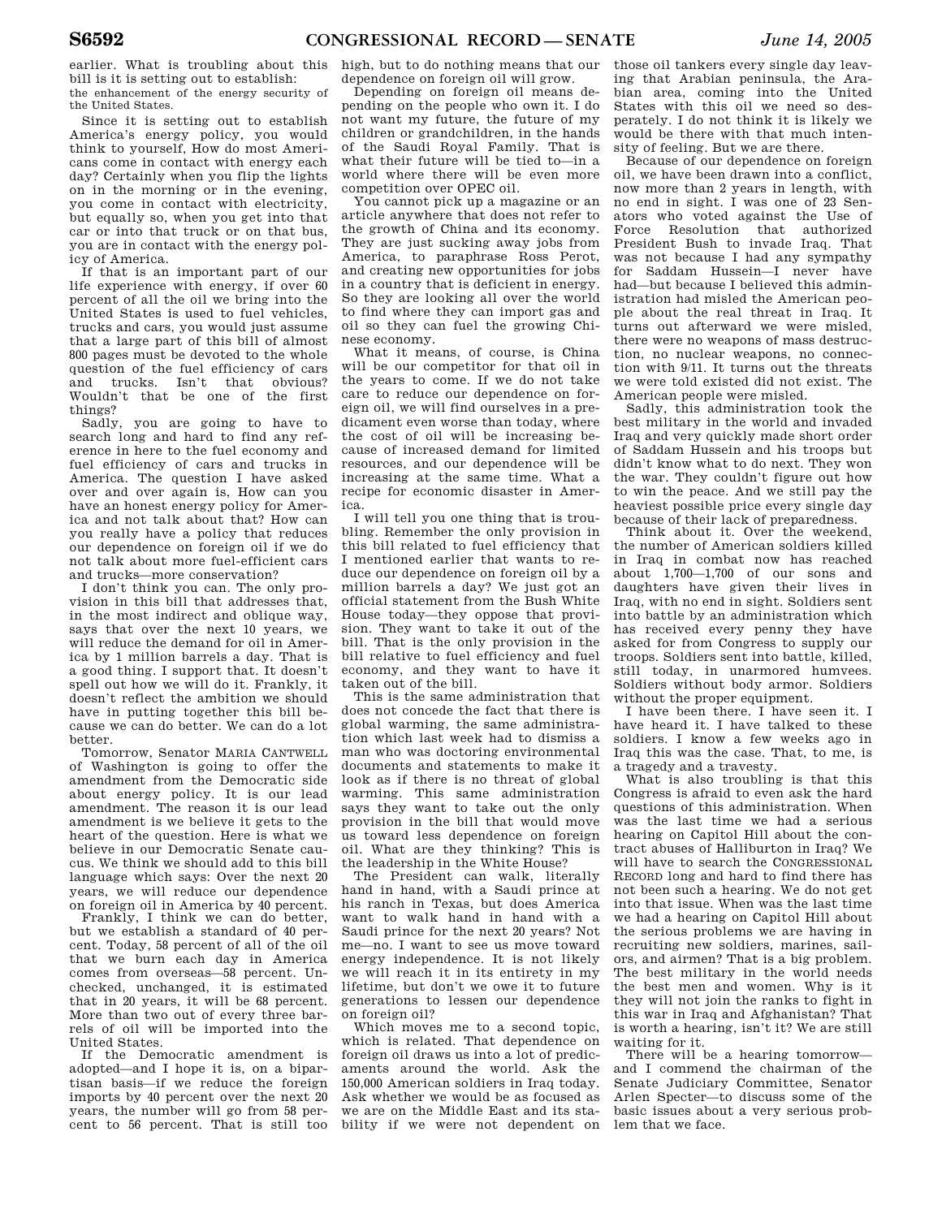earlier. What is troubling about this bill is it is setting out to establish:

the enhancement of the energy security of the United States.

Since it is setting out to establish America's energy policy, you would think to yourself, How do most Americans come in contact with energy each day? Certainly when you flip the lights on in the morning or in the evening, you come in contact with electricity, but equally so, when you get into that car or into that truck or on that bus, you are in contact with the energy policy of America.

If that is an important part of our life experience with energy, if over 60 percent of all the oil we bring into the United States is used to fuel vehicles, trucks and cars, you would just assume that a large part of this bill of almost 800 pages must be devoted to the whole question of the fuel efficiency of cars and trucks. Isn't that obvious? Wouldn't that be one of the first things?

Sadly, you are going to have to search long and hard to find any reference in here to the fuel economy and fuel efficiency of cars and trucks in America. The question I have asked over and over again is, How can you have an honest energy policy for America and not talk about that? How can you really have a policy that reduces our dependence on foreign oil if we do not talk about more fuel-efficient cars and trucks—more conservation?

I don't think you can. The only provision in this bill that addresses that, in the most indirect and oblique way, says that over the next 10 years, we will reduce the demand for oil in America by 1 million barrels a day. That is a good thing. I support that. It doesn't spell out how we will do it. Frankly, it doesn't reflect the ambition we should have in putting together this bill because we can do better. We can do a lot better.

Tomorrow, Senator MARIA CANTWELL of Washington is going to offer the amendment from the Democratic side about energy policy. It is our lead amendment. The reason it is our lead amendment is we believe it gets to the heart of the question. Here is what we believe in our Democratic Senate caucus. We think we should add to this bill language which says: Over the next 20 years, we will reduce our dependence on foreign oil in America by 40 percent.

Frankly, I think we can do better, but we establish a standard of 40 percent. Today, 58 percent of all of the oil that we burn each day in America comes from overseas—58 percent. Unchecked, unchanged, it is estimated that in 20 years, it will be 68 percent. More than two out of every three barrels of oil will be imported into the United States.

If the Democratic amendment is adopted—and I hope it is, on a bipartisan basis—if we reduce the foreign imports by 40 percent over the next 20 years, the number will go from 58 percent to 56 percent. That is still too high, but to do nothing means that our dependence on foreign oil will grow.

Depending on foreign oil means depending on the people who own it. I do not want my future, the future of my children or grandchildren, in the hands of the Saudi Royal Family. That is what their future will be tied to—in a world where there will be even more competition over OPEC oil.

You cannot pick up a magazine or an article anywhere that does not refer to the growth of China and its economy. They are just sucking away jobs from America, to paraphrase Ross Perot, and creating new opportunities for jobs in a country that is deficient in energy. So they are looking all over the world to find where they can import gas and oil so they can fuel the growing Chinese economy.

What it means, of course, is China will be our competitor for that oil in the years to come. If we do not take care to reduce our dependence on foreign oil, we will find ourselves in a predicament even worse than today, where the cost of oil will be increasing because of increased demand for limited resources, and our dependence will be increasing at the same time. What a recipe for economic disaster in America.

I will tell you one thing that is troubling. Remember the only provision in this bill related to fuel efficiency that I mentioned earlier that wants to reduce our dependence on foreign oil by a million barrels a day? We just got an official statement from the Bush White House today—they oppose that provision. They want to take it out of the bill. That is the only provision in the bill relative to fuel efficiency and fuel economy, and they want to have it taken out of the bill.

This is the same administration that does not concede the fact that there is global warming, the same administration which last week had to dismiss a man who was doctoring environmental documents and statements to make it look as if there is no threat of global warming. This same administration says they want to take out the only provision in the bill that would move us toward less dependence on foreign oil. What are they thinking? This is the leadership in the White House?

The President can walk, literally hand in hand, with a Saudi prince at his ranch in Texas, but does America want to walk hand in hand with a Saudi prince for the next 20 years? Not me—no. I want to see us move toward energy independence. It is not likely we will reach it in its entirety in my lifetime, but don't we owe it to future generations to lessen our dependence on foreign oil?

Which moves me to a second topic, which is related. That dependence on foreign oil draws us into a lot of predicaments around the world. Ask the 150,000 American soldiers in Iraq today. Ask whether we would be as focused as we are on the Middle East and its stability if we were not dependent on those oil tankers every single day leaving that Arabian peninsula, the Arabian area, coming into the United States with this oil we need so desperately. I do not think it is likely we would be there with that much intensity of feeling. But we are there.

Because of our dependence on foreign oil, we have been drawn into a conflict, now more than 2 years in length, with no end in sight. I was one of 23 Senators who voted against the Use of Force Resolution that authorized President Bush to invade Iraq. That was not because I had any sympathy for Saddam Hussein—I never have had—but because I believed this administration had misled the American people about the real threat in Iraq. It turns out afterward we were misled, there were no weapons of mass destruction, no nuclear weapons, no connection with 9/11. It turns out the threats we were told existed did not exist. The American people were misled.

Sadly, this administration took the best military in the world and invaded Iraq and very quickly made short order of Saddam Hussein and his troops but didn't know what to do next. They won the war. They couldn't figure out how to win the peace. And we still pay the heaviest possible price every single day because of their lack of preparedness.

Think about it. Over the weekend, the number of American soldiers killed in Iraq in combat now has reached about 1,700—1,700 of our sons and daughters have given their lives in Iraq, with no end in sight. Soldiers sent into battle by an administration which has received every penny they have asked for from Congress to supply our troops. Soldiers sent into battle, killed, still today, in unarmored humvees. Soldiers without body armor. Soldiers without the proper equipment.

I have been there. I have seen it. I have heard it. I have talked to these soldiers. I know a few weeks ago in Iraq this was the case. That, to me, is a tragedy and a travesty.

What is also troubling is that this Congress is afraid to even ask the hard questions of this administration. When was the last time we had a serious hearing on Capitol Hill about the contract abuses of Halliburton in Iraq? We will have to search the CONGRESSIONAL RECORD long and hard to find there has not been such a hearing. We do not get into that issue. When was the last time we had a hearing on Capitol Hill about the serious problems we are having in recruiting new soldiers, marines, sailors, and airmen? That is a big problem. The best military in the world needs the best men and women. Why is it they will not join the ranks to fight in this war in Iraq and Afghanistan? That is worth a hearing, isn't it? We are still waiting for it.

There will be a hearing tomorrow—and I commend the chairman of the Senate Judiciary Committee, Senator Arlen Specter—to discuss some of the basic issues about a very serious problem that we face.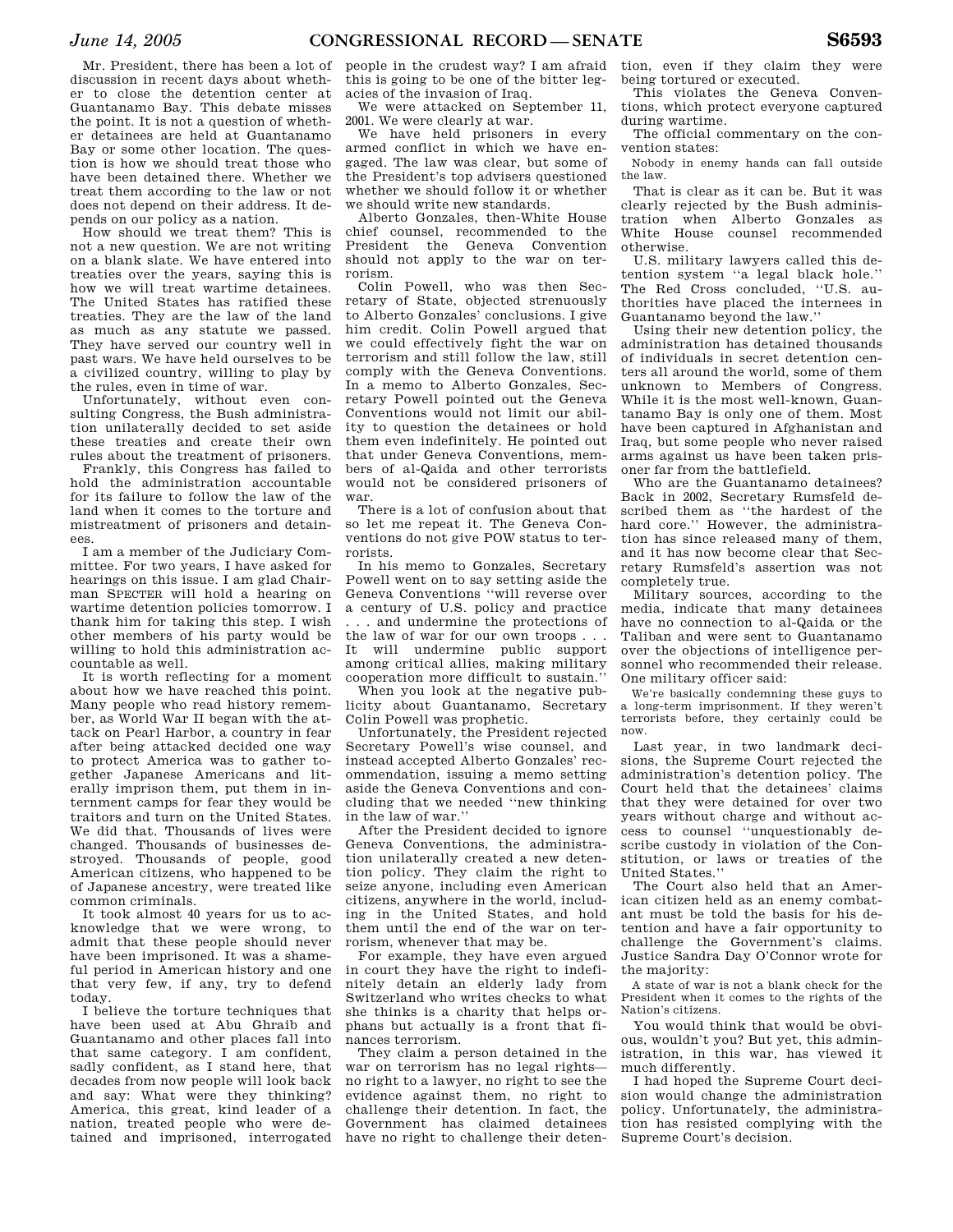Mr. President, there has been a lot of discussion in recent days about whether to close the detention center at Guantanamo Bay. This debate misses the point. It is not a question of whether detainees are held at Guantanamo Bay or some other location. The question is how we should treat those who have been detained there. Whether we treat them according to the law or not does not depend on their address. It depends on our policy as a nation.

How should we treat them? This is not a new question. We are not writing on a blank slate. We have entered into treaties over the years, saying this is how we will treat wartime detainees. The United States has ratified these treaties. They are the law of the land as much as any statute we passed. They have served our country well in past wars. We have held ourselves to be a civilized country, willing to play by the rules, even in time of war.

Unfortunately, without even consulting Congress, the Bush administration unilaterally decided to set aside these treaties and create their own rules about the treatment of prisoners.

Frankly, this Congress has failed to hold the administration accountable for its failure to follow the law of the land when it comes to the torture and mistreatment of prisoners and detainees.

I am a member of the Judiciary Committee. For two years, I have asked for hearings on this issue. I am glad Chairman SPECTER will hold a hearing on wartime detention policies tomorrow. I thank him for taking this step. I wish other members of his party would be willing to hold this administration accountable as well.

It is worth reflecting for a moment about how we have reached this point. Many people who read history remember, as World War II began with the attack on Pearl Harbor, a country in fear after being attacked decided one way to protect America was to gather together Japanese Americans and literally imprison them, put them in internment camps for fear they would be traitors and turn on the United States. We did that. Thousands of lives were changed. Thousands of businesses destroyed. Thousands of people, good American citizens, who happened to be of Japanese ancestry, were treated like common criminals.

It took almost 40 years for us to acknowledge that we were wrong, to admit that these people should never have been imprisoned. It was a shameful period in American history and one that very few, if any, try to defend today.

I believe the torture techniques that have been used at Abu Ghraib and Guantanamo and other places fall into that same category. I am confident, sadly confident, as I stand here, that decades from now people will look back and say: What were they thinking? America, this great, kind leader of a nation, treated people who were detained and imprisoned, interrogated people in the crudest way? I am afraid this is going to be one of the bitter legacies of the invasion of Iraq.

We were attacked on September 11, 2001. We were clearly at war.

We have held prisoners in every armed conflict in which we have engaged. The law was clear, but some of the President's top advisers questioned whether we should follow it or whether we should write new standards.

Alberto Gonzales, then-White House chief counsel, recommended to the President the Geneva Convention should not apply to the war on terrorism.

Colin Powell, who was then Secretary of State, objected strenuously to Alberto Gonzales' conclusions. I give him credit. Colin Powell argued that we could effectively fight the war on terrorism and still follow the law, still comply with the Geneva Conventions. In a memo to Alberto Gonzales, Secretary Powell pointed out the Geneva Conventions would not limit our ability to question the detainees or hold them even indefinitely. He pointed out that under Geneva Conventions, members of al-Qaida and other terrorists would not be considered prisoners of war.

There is a lot of confusion about that so let me repeat it. The Geneva Conventions do not give POW status to terrorists.

In his memo to Gonzales, Secretary Powell went on to say setting aside the Geneva Conventions ''will reverse over a century of U.S. policy and practice . . . and undermine the protections of the law of war for our own troops . . . It will undermine public support among critical allies, making military cooperation more difficult to sustain.''

When you look at the negative publicity about Guantanamo, Secretary Colin Powell was prophetic.

Unfortunately, the President rejected Secretary Powell's wise counsel, and instead accepted Alberto Gonzales' recommendation, issuing a memo setting aside the Geneva Conventions and concluding that we needed ''new thinking in the law of war.''

After the President decided to ignore Geneva Conventions, the administration unilaterally created a new detention policy. They claim the right to seize anyone, including even American citizens, anywhere in the world, including in the United States, and hold them until the end of the war on terrorism, whenever that may be.

For example, they have even argued in court they have the right to indefinitely detain an elderly lady from Switzerland who writes checks to what she thinks is a charity that helps orphans but actually is a front that finances terrorism.

They claim a person detained in the war on terrorism has no legal rights—no right to a lawyer, no right to see the evidence against them, no right to challenge their detention. In fact, the Government has claimed detainees have no right to challenge their detention, even if they claim they were being tortured or executed.

This violates the Geneva Conventions, which protect everyone captured during wartime.

The official commentary on the convention states:

> Nobody in enemy hands can fall outside the law.

That is clear as it can be. But it was clearly rejected by the Bush administration when Alberto Gonzales as White House counsel recommended otherwise.

U.S. military lawyers called this detention system ''a legal black hole.'' The Red Cross concluded, ''U.S. authorities have placed the internees in Guantanamo beyond the law.''

Using their new detention policy, the administration has detained thousands of individuals in secret detention centers all around the world, some of them unknown to Members of Congress. While it is the most well-known, Guantanamo Bay is only one of them. Most have been captured in Afghanistan and Iraq, but some people who never raised arms against us have been taken prisoner far from the battlefield.

Who are the Guantanamo detainees? Back in 2002, Secretary Rumsfeld described them as ''the hardest of the hard core.'' However, the administration has since released many of them, and it has now become clear that Secretary Rumsfeld's assertion was not completely true.

Military sources, according to the media, indicate that many detainees have no connection to al-Qaida or the Taliban and were sent to Guantanamo over the objections of intelligence personnel who recommended their release. One military officer said:

> We're basically condemning these guys to a long-term imprisonment. If they weren't terrorists before, they certainly could be now.

Last year, in two landmark decisions, the Supreme Court rejected the administration's detention policy. The Court held that the detainees' claims that they were detained for over two years without charge and without access to counsel ''unquestionably describe custody in violation of the Constitution, or laws or treaties of the United States.''

The Court also held that an American citizen held as an enemy combatant must be told the basis for his detention and have a fair opportunity to challenge the Government's claims. Justice Sandra Day O'Connor wrote for the majority:

> A state of war is not a blank check for the President when it comes to the rights of the Nation's citizens.

You would think that would be obvious, wouldn't you? But yet, this administration, in this war, has viewed it much differently.

I had hoped the Supreme Court decision would change the administration policy. Unfortunately, the administration has resisted complying with the Supreme Court's decision.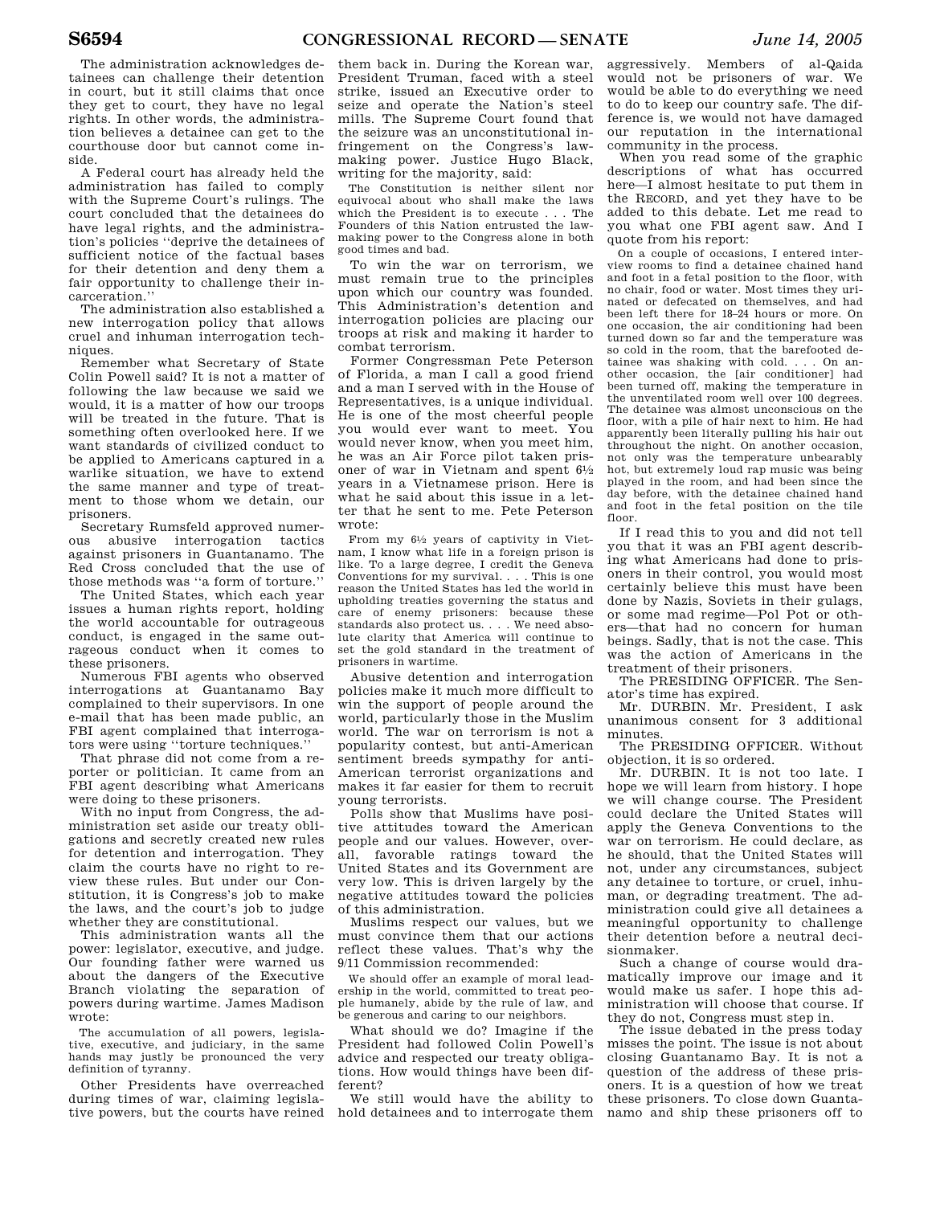The administration acknowledges detainees can challenge their detention in court, but it still claims that once they get to court, they have no legal rights. In other words, the administration believes a detainee can get to the courthouse door but cannot come inside.

A Federal court has already held the administration has failed to comply with the Supreme Court's rulings. The court concluded that the detainees do have legal rights, and the administration's policies ''deprive the detainees of sufficient notice of the factual bases for their detention and deny them a fair opportunity to challenge their incarceration.''

The administration also established a new interrogation policy that allows cruel and inhuman interrogation techniques.

Remember what Secretary of State Colin Powell said? It is not a matter of following the law because we said we would, it is a matter of how our troops will be treated in the future. That is something often overlooked here. If we want standards of civilized conduct to be applied to Americans captured in a warlike situation, we have to extend the same manner and type of treatment to those whom we detain, our prisoners.

Secretary Rumsfeld approved numerous abusive interrogation tactics against prisoners in Guantanamo. The Red Cross concluded that the use of those methods was ''a form of torture.''

The United States, which each year issues a human rights report, holding the world accountable for outrageous conduct, is engaged in the same outrageous conduct when it comes to these prisoners.

Numerous FBI agents who observed interrogations at Guantanamo Bay complained to their supervisors. In one e-mail that has been made public, an FBI agent complained that interrogators were using ''torture techniques.''

That phrase did not come from a reporter or politician. It came from an FBI agent describing what Americans were doing to these prisoners.

With no input from Congress, the administration set aside our treaty obligations and secretly created new rules for detention and interrogation. They claim the courts have no right to review these rules. But under our Constitution, it is Congress's job to make the laws, and the court's job to judge whether they are constitutional.

This administration wants all the power: legislator, executive, and judge. Our founding father were warned us about the dangers of the Executive Branch violating the separation of powers during wartime. James Madison wrote:

> The accumulation of all powers, legislative, executive, and judiciary, in the same hands may justly be pronounced the very definition of tyranny.

Other Presidents have overreached during times of war, claiming legislative powers, but the courts have reined them back in. During the Korean war, President Truman, faced with a steel strike, issued an Executive order to seize and operate the Nation's steel mills. The Supreme Court found that the seizure was an unconstitutional infringement on the Congress's law-making power. Justice Hugo Black, writing for the majority, said:

> The Constitution is neither silent nor equivocal about who shall make the laws which the President is to execute . . . The Founders of this Nation entrusted the lawmaking power to the Congress alone in both good times and bad.

To win the war on terrorism, we must remain true to the principles upon which our country was founded. This Administration's detention and interrogation policies are placing our troops at risk and making it harder to combat terrorism.

Former Congressman Pete Peterson of Florida, a man I call a good friend and a man I served with in the House of Representatives, is a unique individual. He is one of the most cheerful people you would ever want to meet. You would never know, when you meet him, he was an Air Force pilot taken prisoner of war in Vietnam and spent 6½ years in a Vietnamese prison. Here is what he said about this issue in a letter that he sent to me. Pete Peterson wrote:

> From my 6½ years of captivity in Vietnam, I know what life in a foreign prison is like. To a large degree, I credit the Geneva Conventions for my survival. . . . This is one reason the United States has led the world in upholding treaties governing the status and care of enemy prisoners: because these standards also protect us. . . . We need absolute clarity that America will continue to set the gold standard in the treatment of prisoners in wartime.

Abusive detention and interrogation policies make it much more difficult to win the support of people around the world, particularly those in the Muslim world. The war on terrorism is not a popularity contest, but anti-American sentiment breeds sympathy for anti-American terrorist organizations and makes it far easier for them to recruit young terrorists.

Polls show that Muslims have positive attitudes toward the American people and our values. However, overall, favorable ratings toward the United States and its Government are very low. This is driven largely by the negative attitudes toward the policies of this administration.

Muslims respect our values, but we must convince them that our actions reflect these values. That's why the 9/11 Commission recommended:

> We should offer an example of moral leadership in the world, committed to treat people humanely, abide by the rule of law, and be generous and caring to our neighbors.

What should we do? Imagine if the President had followed Colin Powell's advice and respected our treaty obligations. How would things have been different?

We still would have the ability to hold detainees and to interrogate them aggressively. Members of al-Qaida would not be prisoners of war. We would be able to do everything we need to do to keep our country safe. The difference is, we would not have damaged our reputation in the international community in the process.

When you read some of the graphic descriptions of what has occurred here—I almost hesitate to put them in the RECORD, and yet they have to be added to this debate. Let me read to you what one FBI agent saw. And I quote from his report:

> On a couple of occasions, I entered interview rooms to find a detainee chained hand and foot in a fetal position to the floor, with no chair, food or water. Most times they urinated or defecated on themselves, and had been left there for 18–24 hours or more. On one occasion, the air conditioning had been turned down so far and the temperature was so cold in the room, that the barefooted detainee was shaking with cold. . . . On another occasion, the [air conditioner] had been turned off, making the temperature in the unventilated room well over 100 degrees. The detainee was almost unconscious on the floor, with a pile of hair next to him. He had apparently been literally pulling his hair out throughout the night. On another occasion, not only was the temperature unbearably hot, but extremely loud rap music was being played in the room, and had been since the day before, with the detainee chained hand and foot in the fetal position on the tile floor.

If I read this to you and did not tell you that it was an FBI agent describing what Americans had done to prisoners in their control, you would most certainly believe this must have been done by Nazis, Soviets in their gulags, or some mad regime—Pol Pot or others—that had no concern for human beings. Sadly, that is not the case. This was the action of Americans in the treatment of their prisoners.

The PRESIDING OFFICER. The Senator's time has expired.

Mr. DURBIN. Mr. President, I ask unanimous consent for 3 additional minutes.

The PRESIDING OFFICER. Without objection, it is so ordered.

Mr. DURBIN. It is not too late. I hope we will learn from history. I hope we will change course. The President could declare the United States will apply the Geneva Conventions to the war on terrorism. He could declare, as he should, that the United States will not, under any circumstances, subject any detainee to torture, or cruel, inhuman, or degrading treatment. The administration could give all detainees a meaningful opportunity to challenge their detention before a neutral decisionmaker.

Such a change of course would dramatically improve our image and it would make us safer. I hope this administration will choose that course. If they do not, Congress must step in.

The issue debated in the press today misses the point. The issue is not about closing Guantanamo Bay. It is not a question of the address of these prisoners. It is a question of how we treat these prisoners. To close down Guantanamo and ship these prisoners off to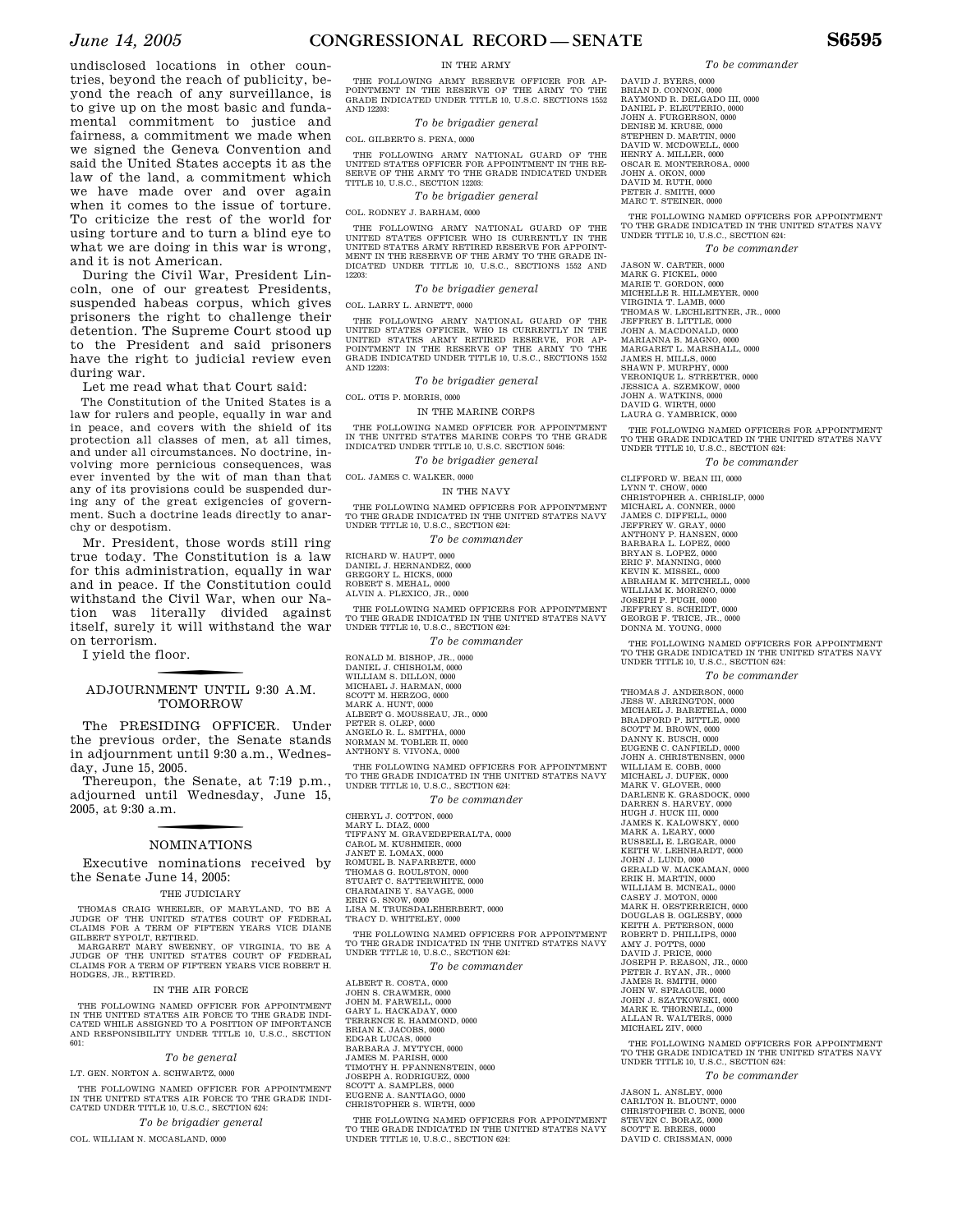undisclosed locations in other countries, beyond the reach of publicity, beyond the reach of any surveillance, is to give up on the most basic and fundamental commitment to justice and fairness, a commitment we made when we signed the Geneva Convention and said the United States accepts it as the law of the land, a commitment which we have made over and over again when it comes to the issue of torture. To criticize the rest of the world for using torture and to turn a blind eye to what we are doing in this war is wrong, and it is not American.

During the Civil War, President Lincoln, one of our greatest Presidents, suspended habeas corpus, which gives prisoners the right to challenge their detention. The Supreme Court stood up to the President and said prisoners have the right to judicial review even during war.

Let me read what that Court said:

> The Constitution of the United States is a law for rulers and people, equally in war and in peace, and covers with the shield of its protection all classes of men, at all times, and under all circumstances. No doctrine, involving more pernicious consequences, was ever invented by the wit of man than that any of its provisions could be suspended during any of the great exigencies of government. Such a doctrine leads directly to anarchy or despotism.

Mr. President, those words still ring true today. The Constitution is a law for this administration, equally in war and in peace. If the Constitution could withstand the Civil War, when our Nation was literally divided against itself, surely it will withstand the war on terrorism.

I yield the floor.

## ADJOURNMENT UNTIL 9:30 A.M. TOMORROW

The PRESIDING OFFICER. Under the previous order, the Senate stands in adjournment until 9:30 a.m., Wednesday, June 15, 2005.

Thereupon, the Senate, at 7:19 p.m., adjourned until Wednesday, June 15, 2005, at 9:30 a.m.

## NOMINATIONS

Executive nominations received by the Senate June 14, 2005:

### THE JUDICIARY

THOMAS CRAIG WHEELER, OF MARYLAND, TO BE A JUDGE OF THE UNITED STATES COURT OF FEDERAL CLAIMS FOR A TERM OF FIFTEEN YEARS VICE DIANE GILBERT SYPOLT, RETIRED.

MARGARET MARY SWEENEY, OF VIRGINIA, TO BE A JUDGE OF THE UNITED STATES COURT OF FEDERAL CLAIMS FOR A TERM OF FIFTEEN YEARS VICE ROBERT H. HODGES, JR., RETIRED.

### IN THE AIR FORCE

THE FOLLOWING NAMED OFFICER FOR APPOINTMENT IN THE UNITED STATES AIR FORCE TO THE GRADE INDICATED WHILE ASSIGNED TO A POSITION OF IMPORTANCE AND RESPONSIBILITY UNDER TITLE 10, U.S.C., SECTION 601:

*To be general*

LT. GEN. NORTON A. SCHWARTZ, 0000

THE FOLLOWING NAMED OFFICER FOR APPOINTMENT IN THE UNITED STATES AIR FORCE TO THE GRADE INDICATED UNDER TITLE 10, U.S.C., SECTION 624:

*To be brigadier general*

COL. WILLIAM N. MCCASLAND, 0000

### IN THE ARMY

THE FOLLOWING ARMY RESERVE OFFICER FOR APPOINTMENT IN THE RESERVE OF THE ARMY TO THE GRADE INDICATED UNDER TITLE 10, U.S.C. SECTIONS 1552 AND 12203:

*To be brigadier general*

COL. GILBERTO S. PENA, 0000

THE FOLLOWING ARMY NATIONAL GUARD OF THE UNITED STATES OFFICER FOR APPOINTMENT IN THE RESERVE OF THE ARMY TO THE GRADE INDICATED UNDER TITLE 10, U.S.C., SECTION 12203:

*To be brigadier general*

COL. RODNEY J. BARHAM, 0000

THE FOLLOWING ARMY NATIONAL GUARD OF THE UNITED STATES OFFICER WHO IS CURRENTLY IN THE UNITED STATES ARMY RETIRED RESERVE FOR APPOINTMENT IN THE RESERVE OF THE ARMY TO THE GRADE INDICATED UNDER TITLE 10, U.S.C., SECTIONS 1552 AND 12203:

*To be brigadier general*

COL. LARRY L. ARNETT, 0000

THE FOLLOWING ARMY NATIONAL GUARD OF THE UNITED STATES OFFICER, WHO IS CURRENTLY IN THE UNITED STATES ARMY RETIRED RESERVE, FOR APPOINTMENT IN THE RESERVE OF THE ARMY TO THE GRADE INDICATED UNDER TITLE 10, U.S.C., SECTIONS 1552 AND 12203:

*To be brigadier general*

COL. OTIS P. MORRIS, 0000

### IN THE MARINE CORPS

THE FOLLOWING NAMED OFFICER FOR APPOINTMENT IN THE UNITED STATES MARINE CORPS TO THE GRADE INDICATED UNDER TITLE 10, U.S.C. SECTION 5046:

*To be brigadier general*

COL. JAMES C. WALKER, 0000

### IN THE NAVY

THE FOLLOWING NAMED OFFICERS FOR APPOINTMENT TO THE GRADE INDICATED IN THE UNITED STATES NAVY UNDER TITLE 10, U.S.C., SECTION 624:

*To be commander*

RICHARD W. HAUPT, 0000
DANIEL J. HERNANDEZ, 0000
GREGORY L. HICKS, 0000
ROBERT S. MEHAL, 0000
ALVIN A. PLEXICO, JR., 0000

THE FOLLOWING NAMED OFFICERS FOR APPOINTMENT TO THE GRADE INDICATED IN THE UNITED STATES NAVY UNDER TITLE 10, U.S.C., SECTION 624:

*To be commander*

RONALD M. BISHOP, JR., 0000
DANIEL J. CHISHOLM, 0000
WILLIAM S. DILLON, 0000
MICHAEL J. HARMAN, 0000
SCOTT M. HERZOG, 0000
MARK A. HUNT, 0000
ALBERT G. MOUSSEAU, JR., 0000
PETER S. OLEP, 0000
ANGELO R. L. SMITHA, 0000
NORMAN M. TOBLER II, 0000
ANTHONY S. VIVONA, 0000

THE FOLLOWING NAMED OFFICERS FOR APPOINTMENT TO THE GRADE INDICATED IN THE UNITED STATES NAVY UNDER TITLE 10, U.S.C., SECTION 624:

*To be commander*

CHERYL J. COTTON, 0000
MARY L. DIAZ, 0000
TIFFANY M. GRAVEDEPERALTA, 0000
CAROL M. KUSHMIER, 0000
JANET E. LOMAX, 0000
ROMUEL B. NAFARRETE, 0000
THOMAS G. ROULSTON, 0000
STUART C. SATTERWHITE, 0000
CHARMAINE Y. SAVAGE, 0000
ERIN G. SNOW, 0000
LISA M. TRUESDALEHERBERT, 0000
TRACY D. WHITELEY, 0000

THE FOLLOWING NAMED OFFICERS FOR APPOINTMENT TO THE GRADE INDICATED IN THE UNITED STATES NAVY UNDER TITLE 10, U.S.C., SECTION 624:

*To be commander*

ALBERT R. COSTA, 0000
JOHN S. CRAWMER, 0000
JOHN M. FARWELL, 0000
GARY L. HACKADAY, 0000
TERRENCE E. HAMMOND, 0000
BRIAN K. JACOBS, 0000
EDGAR LUCAS, 0000
BARBARA J. MYTYCH, 0000
JAMES M. PARISH, 0000
TIMOTHY H. PFANNENSTEIN, 0000
JOSEPH A. RODRIGUEZ, 0000
SCOTT A. SAMPLES, 0000
EUGENE A. SANTIAGO, 0000
CHRISTOPHER S. WIRTH, 0000

THE FOLLOWING NAMED OFFICERS FOR APPOINTMENT TO THE GRADE INDICATED IN THE UNITED STATES NAVY UNDER TITLE 10, U.S.C., SECTION 624:

*To be commander*

DAVID J. BYERS, 0000
BRIAN D. CONNON, 0000
RAYMOND R. DELGADO III, 0000
DANIEL P. ELEUTERIO, 0000
JOHN A. FURGERSON, 0000
DENISE M. KRUSE, 0000
STEPHEN D. MARTIN, 0000
DAVID W. MCDOWELL, 0000
HENRY A. MILLER, 0000
OSCAR E. MONTERROSA, 0000
JOHN A. OKON, 0000
DAVID M. RUTH, 0000
PETER J. SMITH, 0000
MARC T. STEINER, 0000

THE FOLLOWING NAMED OFFICERS FOR APPOINTMENT TO THE GRADE INDICATED IN THE UNITED STATES NAVY UNDER TITLE 10, U.S.C., SECTION 624:

*To be commander*

JASON W. CARTER, 0000
MARK G. FICKEL, 0000
MARIE T. GORDON, 0000
MICHELLE R. HILLMEYER, 0000
VIRGINIA T. LAMB, 0000
THOMAS W. LECHLEITNER, JR., 0000
JEFFREY B. LITTLE, 0000
JOHN A. MACDONALD, 0000
MARIANNA B. MAGNO, 0000
MARGARET L. MARSHALL, 0000
JAMES H. MILLS, 0000
SHAWN P. MURPHY, 0000
VERONIQUE L. STREETER, 0000
JESSICA A. SZEMKOW, 0000
JOHN A. WATKINS, 0000
DAVID G. WIRTH, 0000
LAURA G. YAMBRICK, 0000

THE FOLLOWING NAMED OFFICERS FOR APPOINTMENT TO THE GRADE INDICATED IN THE UNITED STATES NAVY UNDER TITLE 10, U.S.C., SECTION 624:

*To be commander*

CLIFFORD W. BEAN III, 0000
LYNN T. CHOW, 0000
CHRISTOPHER A. CHRISLIP, 0000
MICHAEL A. CONNER, 0000
JAMES C. DIFFELL, 0000
JEFFREY W. GRAY, 0000
ANTHONY P. HANSEN, 0000
BARBARA L. LOPEZ, 0000
BRYAN S. LOPEZ, 0000
ERIC F. MANNING, 0000
KEVIN K. MISSEL, 0000
ABRAHAM K. MITCHELL, 0000
WILLIAM K. MORENO, 0000
JOSEPH P. PUGH, 0000
JEFFREY S. SCHEIDT, 0000
GEORGE F. TRICE, JR., 0000
DONNA M. YOUNG, 0000

THE FOLLOWING NAMED OFFICERS FOR APPOINTMENT TO THE GRADE INDICATED IN THE UNITED STATES NAVY UNDER TITLE 10, U.S.C., SECTION 624:

*To be commander*

THOMAS J. ANDERSON, 0000
JESS W. ARRINGTON, 0000
MICHAEL J. BARETELA, 0000
BRADFORD P. BITTLE, 0000
SCOTT M. BROWN, 0000
DANNY K. BUSCH, 0000
EUGENE C. CANFIELD, 0000
JOHN A. CHRISTENSEN, 0000
WILLIAM E. COBB, 0000
MICHAEL J. DUFEK, 0000
MARK V. GLOVER, 0000
DARLENE K. GRASDOCK, 0000
DARREN S. HARVEY, 0000
HUGH J. HUCK III, 0000
JAMES K. KALOWSKY, 0000
MARK A. LEARY, 0000
RUSSELL E. LEGEAR, 0000
KEITH W. LEHNHARDT, 0000
JOHN J. LUND, 0000
GERALD W. MACKAMAN, 0000
ERIK H. MARTIN, 0000
WILLIAM B. MCNEAL, 0000
CASEY J. MOTON, 0000
MARK H. OESTERREICH, 0000
DOUGLAS B. OGLESBY, 0000
KEITH A. PETERSON, 0000
ROBERT D. PHILLIPS, 0000
AMY J. POTTS, 0000
DAVID J. PRICE, 0000
JOSEPH P. REASON, JR., 0000
PETER J. RYAN, JR., 0000
JAMES R. SMITH, 0000
JOHN W. SPRAGUE, 0000
JOHN J. SZATKOWSKI, 0000
MARK E. THORNELL, 0000
ALLAN R. WALTERS, 0000
MICHAEL ZIV, 0000

THE FOLLOWING NAMED OFFICERS FOR APPOINTMENT TO THE GRADE INDICATED IN THE UNITED STATES NAVY UNDER TITLE 10, U.S.C., SECTION 624:

*To be commander*

JASON L. ANSLEY, 0000
CARLTON R. BLOUNT, 0000
CHRISTOPHER C. BONE, 0000
STEVEN C. BORAZ, 0000
SCOTT E. BREES, 0000
DAVID C. CRISSMAN, 0000